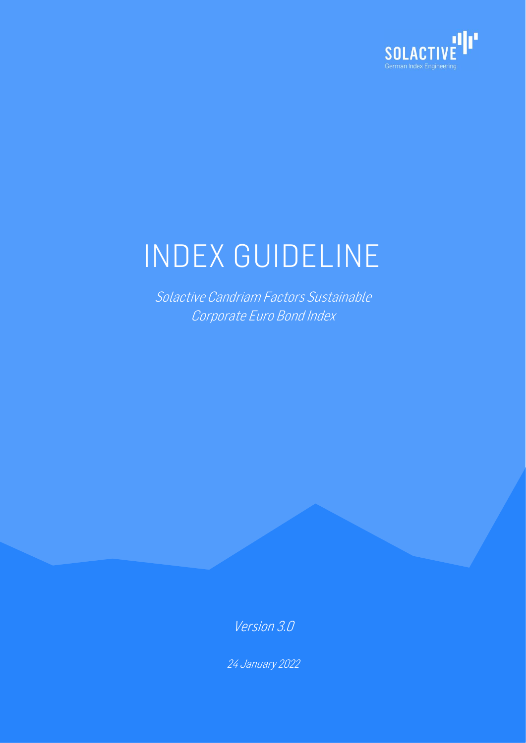# INDEX GUIDELINE

*Solactive Candriam Factors Sustainable Corporate Euro Bond Index*

*Version 3.0*

*24 January 2022*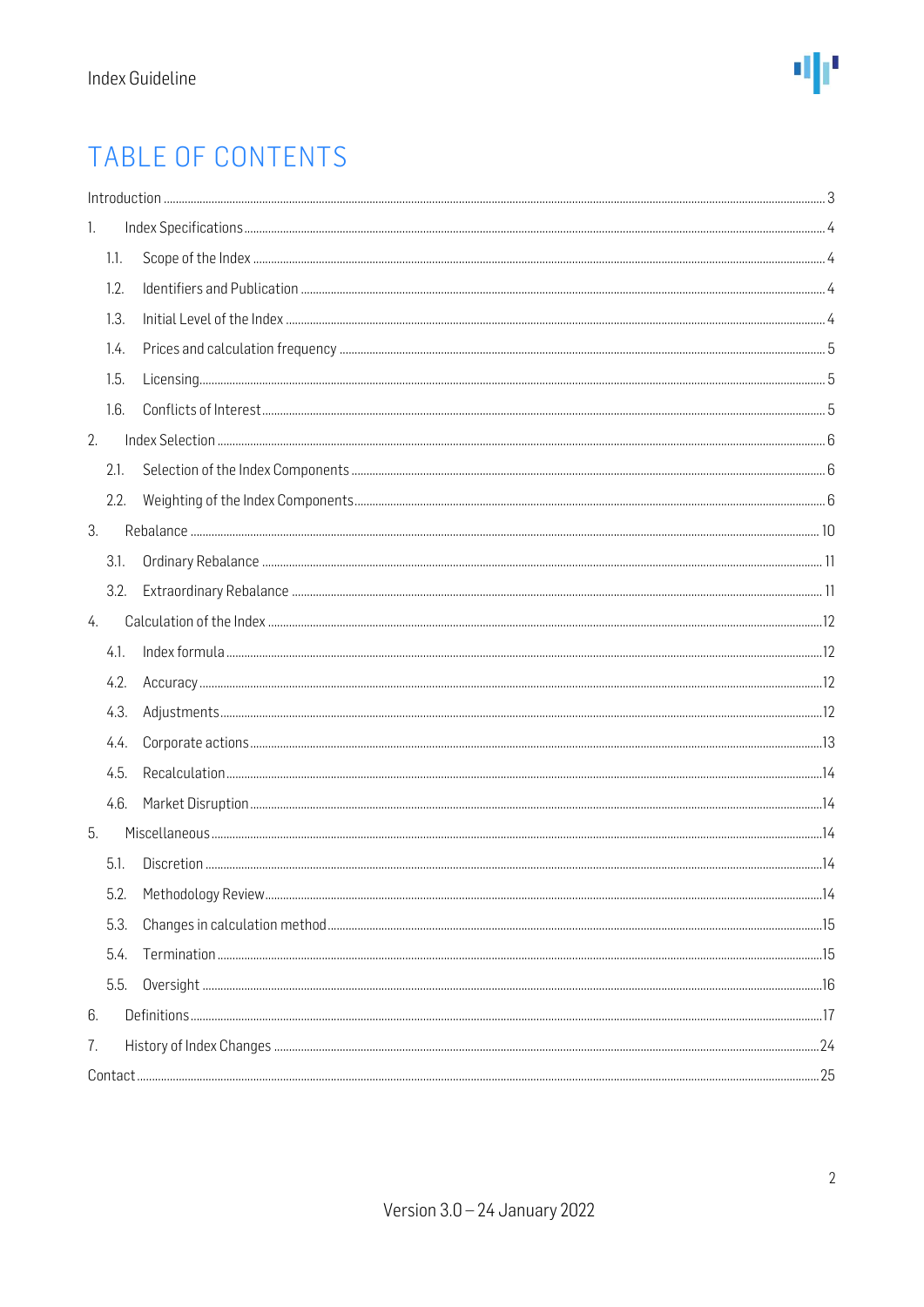# TABLE OF CONTENTS

Introduction ... 3

1. Index Specifications ... 4
   - 1.1. Scope of the Index ... 4
   - 1.2. Identifiers and Publication ... 4
   - 1.3. Initial Level of the Index ... 4
   - 1.4. Prices and calculation frequency ... 5
   - 1.5. Licensing ... 5
   - 1.6. Conflicts of Interest ... 5
2. Index Selection ... 6
   - 2.1. Selection of the Index Components ... 6
   - 2.2. Weighting of the Index Components ... 6
3. Rebalance ... 10
   - 3.1. Ordinary Rebalance ... 11
   - 3.2. Extraordinary Rebalance ... 11
4. Calculation of the Index ... 12
   - 4.1. Index formula ... 12
   - 4.2. Accuracy ... 12
   - 4.3. Adjustments ... 12
   - 4.4. Corporate actions ... 13
   - 4.5. Recalculation ... 14
   - 4.6. Market Disruption ... 14
5. Miscellaneous ... 14
   - 5.1. Discretion ... 14
   - 5.2. Methodology Review ... 14
   - 5.3. Changes in calculation method ... 15
   - 5.4. Termination ... 15
   - 5.5. Oversight ... 16
6. Definitions ... 17
7. History of Index Changes ... 24

Contact ... 25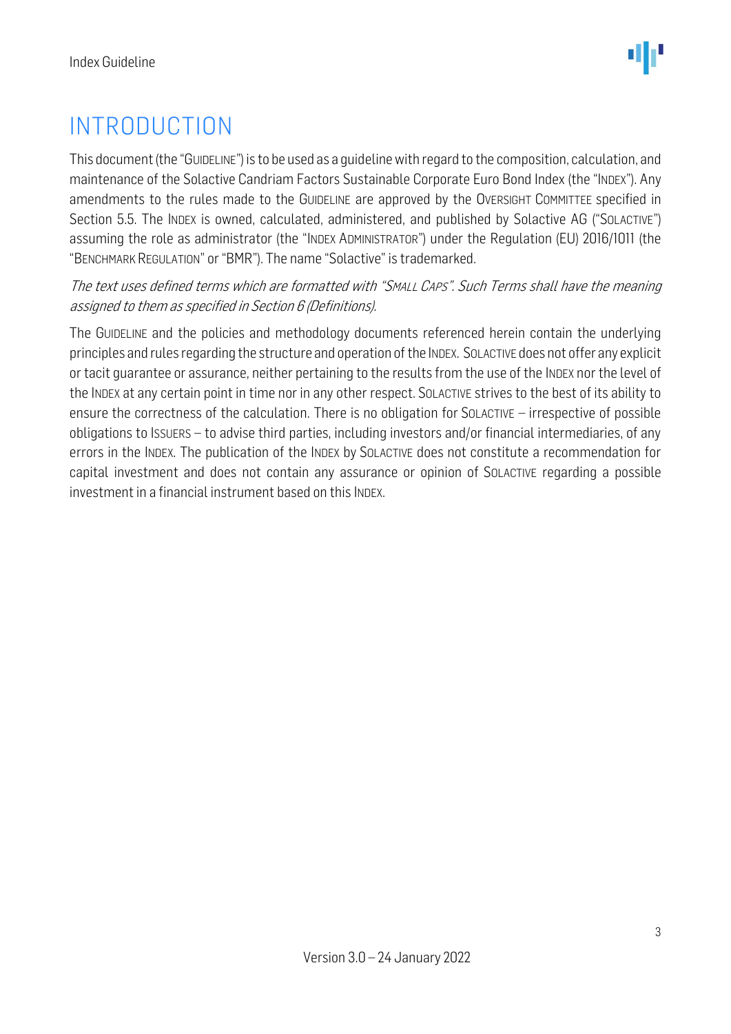# INTRODUCTION

This document (the "GUIDELINE") is to be used as a guideline with regard to the composition, calculation, and maintenance of the Solactive Candriam Factors Sustainable Corporate Euro Bond Index (the "INDEX"). Any amendments to the rules made to the GUIDELINE are approved by the OVERSIGHT COMMITTEE specified in Section 5.5. The INDEX is owned, calculated, administered, and published by Solactive AG ("SOLACTIVE") assuming the role as administrator (the "INDEX ADMINISTRATOR") under the Regulation (EU) 2016/1011 (the "BENCHMARK REGULATION" or "BMR"). The name "Solactive" is trademarked.

*The text uses defined terms which are formatted with "SMALL CAPS". Such Terms shall have the meaning assigned to them as specified in Section 6 (Definitions).*

The GUIDELINE and the policies and methodology documents referenced herein contain the underlying principles and rules regarding the structure and operation of the INDEX. SOLACTIVE does not offer any explicit or tacit guarantee or assurance, neither pertaining to the results from the use of the INDEX nor the level of the INDEX at any certain point in time nor in any other respect. SOLACTIVE strives to the best of its ability to ensure the correctness of the calculation. There is no obligation for SOLACTIVE – irrespective of possible obligations to ISSUERS – to advise third parties, including investors and/or financial intermediaries, of any errors in the INDEX. The publication of the INDEX by SOLACTIVE does not constitute a recommendation for capital investment and does not contain any assurance or opinion of SOLACTIVE regarding a possible investment in a financial instrument based on this INDEX.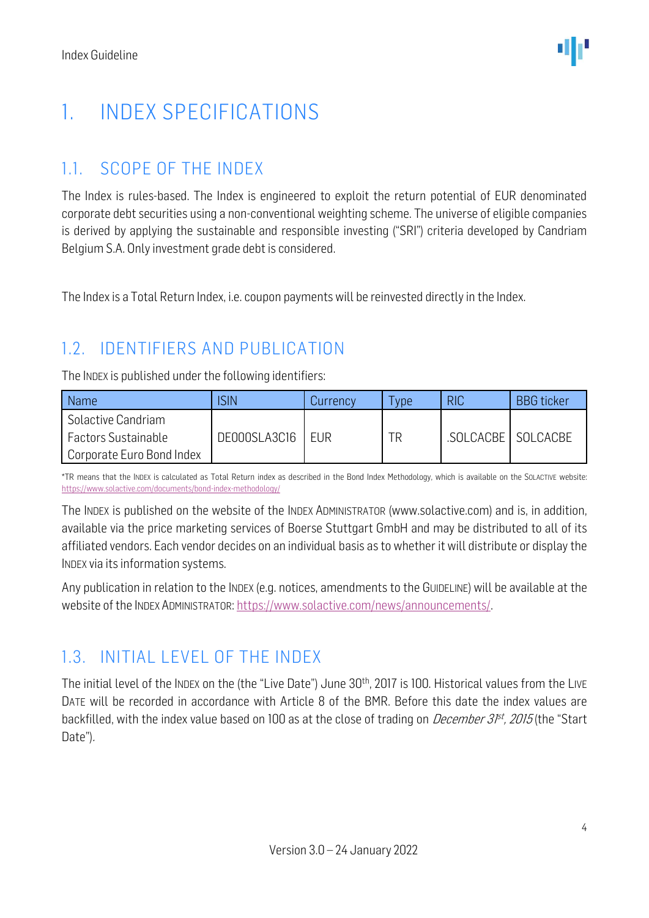# 1. INDEX SPECIFICATIONS

## 1.1. SCOPE OF THE INDEX

The Index is rules-based. The Index is engineered to exploit the return potential of EUR denominated corporate debt securities using a non-conventional weighting scheme. The universe of eligible companies is derived by applying the sustainable and responsible investing ("SRI") criteria developed by Candriam Belgium S.A. Only investment grade debt is considered.

The Index is a Total Return Index, i.e. coupon payments will be reinvested directly in the Index.

## 1.2. IDENTIFIERS AND PUBLICATION

The INDEX is published under the following identifiers:

| Name | ISIN | Currency | Type | RIC | BBG ticker |
|---|---|---|---|---|---|
| Solactive Candriam Factors Sustainable Corporate Euro Bond Index | DE000SLA3C16 | EUR | TR | .SOLCACBE | SOLCACBE |

*TR means that the INDEX is calculated as Total Return index as described in the Bond Index Methodology, which is available on the SOLACTIVE website: https://www.solactive.com/documents/bond-index-methodology/

The INDEX is published on the website of the INDEX ADMINISTRATOR (www.solactive.com) and is, in addition, available via the price marketing services of Boerse Stuttgart GmbH and may be distributed to all of its affiliated vendors. Each vendor decides on an individual basis as to whether it will distribute or display the INDEX via its information systems.

Any publication in relation to the INDEX (e.g. notices, amendments to the GUIDELINE) will be available at the website of the INDEX ADMINISTRATOR: https://www.solactive.com/news/announcements/.

## 1.3. INITIAL LEVEL OF THE INDEX

The initial level of the INDEX on the (the "Live Date") June 30th, 2017 is 100. Historical values from the LIVE DATE will be recorded in accordance with Article 8 of the BMR. Before this date the index values are backfilled, with the index value based on 100 as at the close of trading on *December 31st, 2015* (the "Start Date").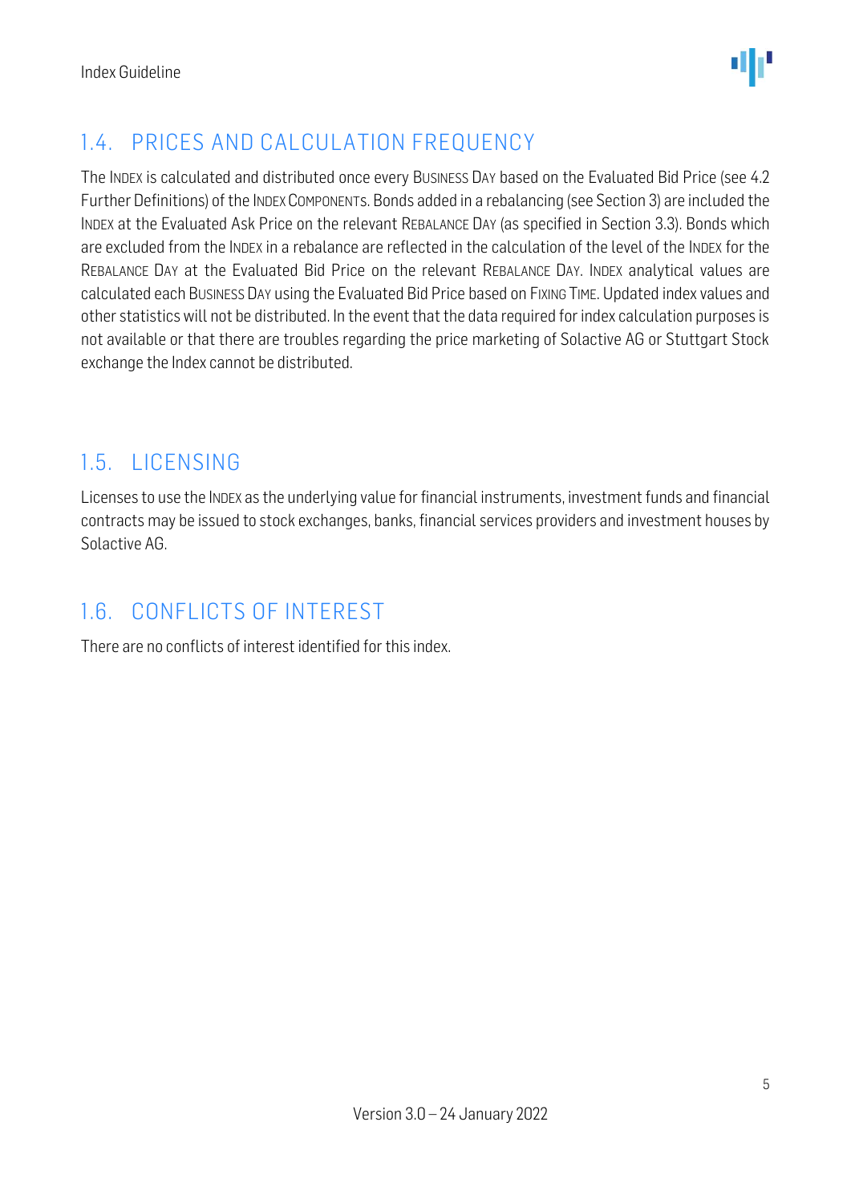## 1.4. PRICES AND CALCULATION FREQUENCY

The INDEX is calculated and distributed once every BUSINESS DAY based on the Evaluated Bid Price (see 4.2 Further Definitions) of the INDEX COMPONENTS. Bonds added in a rebalancing (see Section 3) are included the INDEX at the Evaluated Ask Price on the relevant REBALANCE DAY (as specified in Section 3.3). Bonds which are excluded from the INDEX in a rebalance are reflected in the calculation of the level of the INDEX for the REBALANCE DAY at the Evaluated Bid Price on the relevant REBALANCE DAY. INDEX analytical values are calculated each BUSINESS DAY using the Evaluated Bid Price based on FIXING TIME. Updated index values and other statistics will not be distributed. In the event that the data required for index calculation purposes is not available or that there are troubles regarding the price marketing of Solactive AG or Stuttgart Stock exchange the Index cannot be distributed.

## 1.5. LICENSING

Licenses to use the INDEX as the underlying value for financial instruments, investment funds and financial contracts may be issued to stock exchanges, banks, financial services providers and investment houses by Solactive AG.

## 1.6. CONFLICTS OF INTEREST

There are no conflicts of interest identified for this index.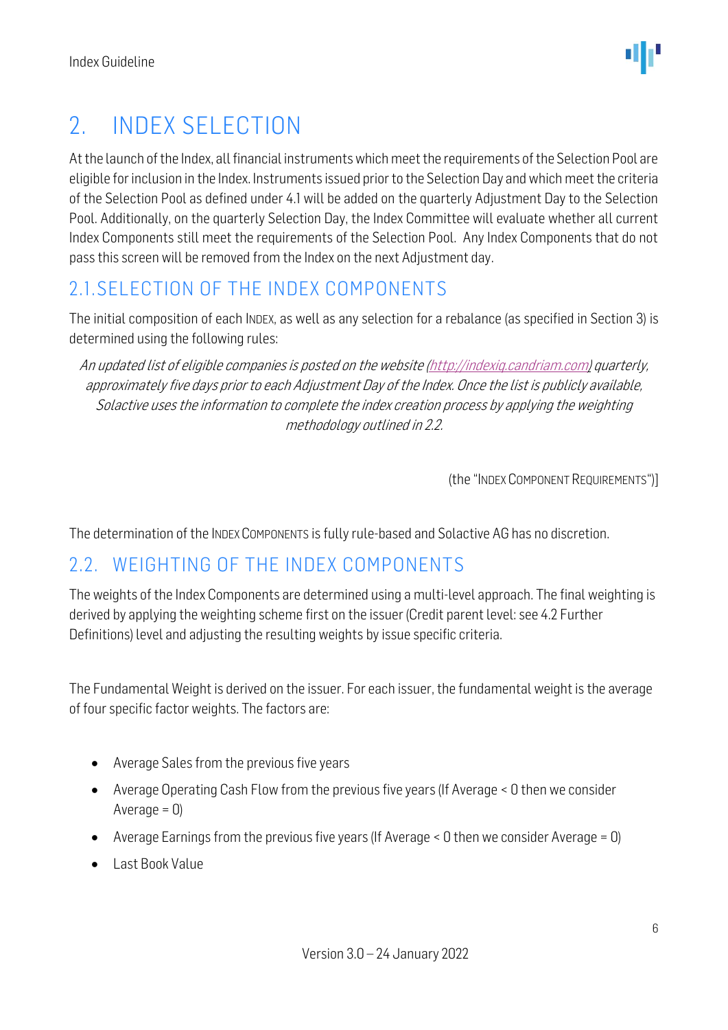# 2. INDEX SELECTION

At the launch of the Index, all financial instruments which meet the requirements of the Selection Pool are eligible for inclusion in the Index. Instruments issued prior to the Selection Day and which meet the criteria of the Selection Pool as defined under 4.1 will be added on the quarterly Adjustment Day to the Selection Pool. Additionally, on the quarterly Selection Day, the Index Committee will evaluate whether all current Index Components still meet the requirements of the Selection Pool. Any Index Components that do not pass this screen will be removed from the Index on the next Adjustment day.

## 2.1. SELECTION OF THE INDEX COMPONENTS

The initial composition of each INDEX, as well as any selection for a rebalance (as specified in Section 3) is determined using the following rules:

*An updated list of eligible companies is posted on the website (http://indexiq.candriam.com) quarterly, approximately five days prior to each Adjustment Day of the Index. Once the list is publicly available, Solactive uses the information to complete the index creation process by applying the weighting methodology outlined in 2.2.*

(the "INDEX COMPONENT REQUIREMENTS")]

The determination of the INDEX COMPONENTS is fully rule-based and Solactive AG has no discretion.

## 2.2. WEIGHTING OF THE INDEX COMPONENTS

The weights of the Index Components are determined using a multi-level approach. The final weighting is derived by applying the weighting scheme first on the issuer (Credit parent level: see 4.2 Further Definitions) level and adjusting the resulting weights by issue specific criteria.

The Fundamental Weight is derived on the issuer. For each issuer, the fundamental weight is the average of four specific factor weights. The factors are:

- Average Sales from the previous five years
- Average Operating Cash Flow from the previous five years (If Average < 0 then we consider Average = 0)
- Average Earnings from the previous five years (If Average < 0 then we consider Average = 0)
- Last Book Value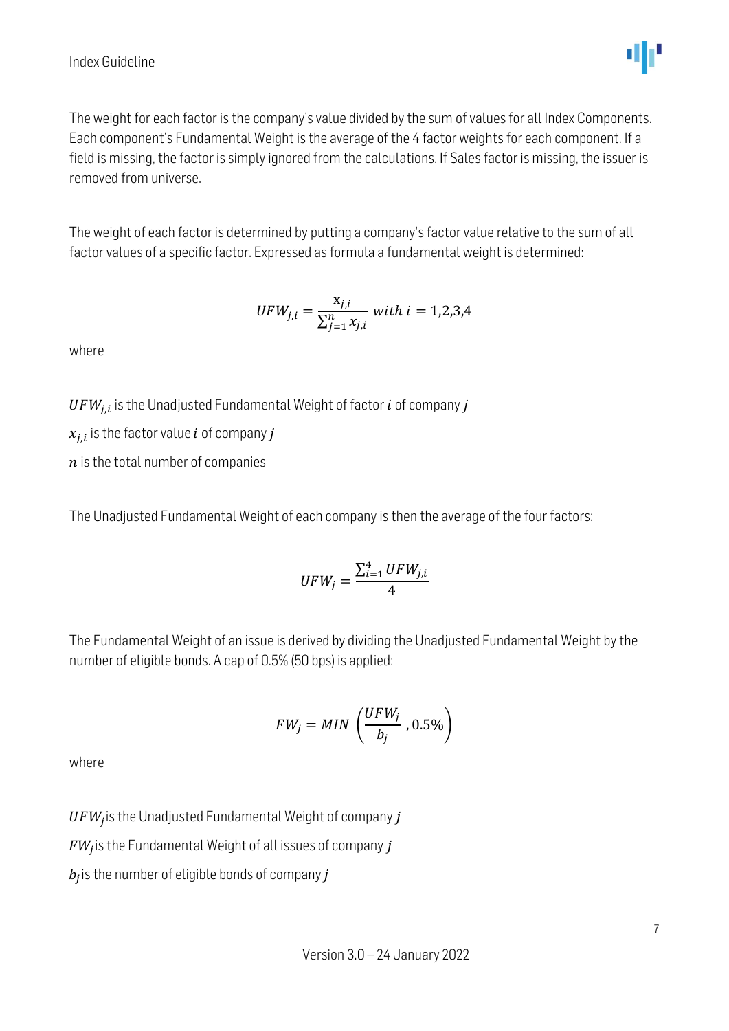The weight for each factor is the company's value divided by the sum of values for all Index Components. Each component's Fundamental Weight is the average of the 4 factor weights for each component. If a field is missing, the factor is simply ignored from the calculations. If Sales factor is missing, the issuer is removed from universe.

The weight of each factor is determined by putting a company's factor value relative to the sum of all factor values of a specific factor. Expressed as formula a fundamental weight is determined:

$$UFW_{j,i} = \frac{x_{j,i}}{\sum_{j=1}^{n} x_{j,i}} \text{ with } i = 1,2,3,4$$

where

$UFW_{j,i}$ is the Unadjusted Fundamental Weight of factor $i$ of company $j$

$x_{j,i}$ is the factor value $i$ of company $j$

$n$ is the total number of companies

The Unadjusted Fundamental Weight of each company is then the average of the four factors:

$$UFW_j = \frac{\sum_{i=1}^{4} UFW_{j,i}}{4}$$

The Fundamental Weight of an issue is derived by dividing the Unadjusted Fundamental Weight by the number of eligible bonds. A cap of 0.5% (50 bps) is applied:

$$FW_j = MIN\left(\frac{UFW_j}{b_j}, 0.5\%\right)$$

where

$UFW_j$ is the Unadjusted Fundamental Weight of company $j$

$FW_j$ is the Fundamental Weight of all issues of company $j$

$b_j$ is the number of eligible bonds of company $j$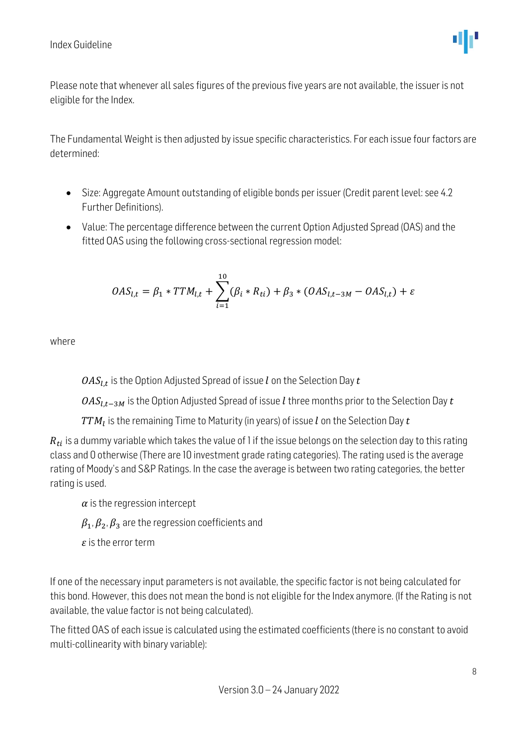Please note that whenever all sales figures of the previous five years are not available, the issuer is not eligible for the Index.

The Fundamental Weight is then adjusted by issue specific characteristics. For each issue four factors are determined:

- Size: Aggregate Amount outstanding of eligible bonds per issuer (Credit parent level: see 4.2 Further Definitions).
- Value: The percentage difference between the current Option Adjusted Spread (OAS) and the fitted OAS using the following cross-sectional regression model:

$$OAS_{l,t} = \beta_1 * TTM_{l,t} + \sum_{i=1}^{10}(\beta_i * R_{ti}) + \beta_3 * (OAS_{l,t-3M} - OAS_{l,t}) + \varepsilon$$

where

$OAS_{l,t}$ is the Option Adjusted Spread of issue $l$ on the Selection Day $t$

$OAS_{l,t-3M}$ is the Option Adjusted Spread of issue $l$ three months prior to the Selection Day $t$

$TTM_l$ is the remaining Time to Maturity (in years) of issue $l$ on the Selection Day $t$

$R_{ti}$ is a dummy variable which takes the value of 1 if the issue belongs on the selection day to this rating class and 0 otherwise (There are 10 investment grade rating categories). The rating used is the average rating of Moody's and S&P Ratings. In the case the average is between two rating categories, the better rating is used.

$\alpha$ is the regression intercept

$\beta_1, \beta_2, \beta_3$ are the regression coefficients and

$\varepsilon$ is the error term

If one of the necessary input parameters is not available, the specific factor is not being calculated for this bond. However, this does not mean the bond is not eligible for the Index anymore. (If the Rating is not available, the value factor is not being calculated).

The fitted OAS of each issue is calculated using the estimated coefficients (there is no constant to avoid multi-collinearity with binary variable):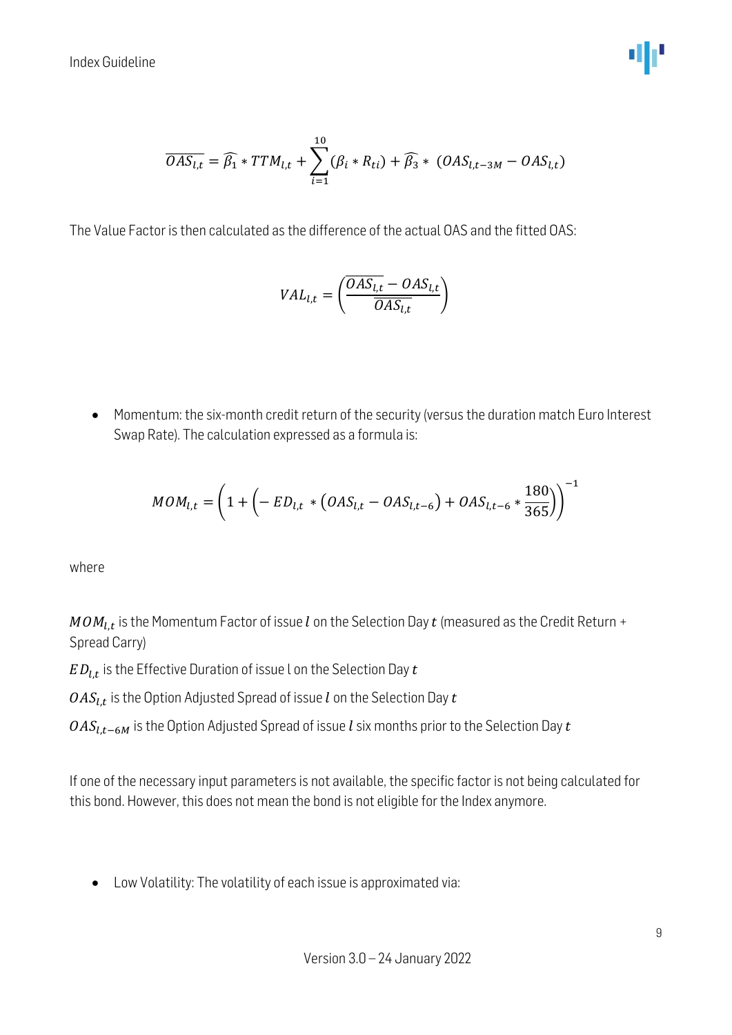$$\overline{OAS_{l,t}} = \widehat{\beta_1} * TTM_{l,t} + \sum_{i=1}^{10} (\beta_i * R_{ti}) + \widehat{\beta_3} * \ (OAS_{l,t-3M} - OAS_{l,t})$$

The Value Factor is then calculated as the difference of the actual OAS and the fitted OAS:

$$VAL_{l,t} = \left( \frac{\overline{OAS_{l,t}} - OAS_{l,t}}{\overline{OAS_{l,t}}} \right)$$

- Momentum: the six-month credit return of the security (versus the duration match Euro Interest Swap Rate). The calculation expressed as a formula is:

$$MOM_{l,t} = \left( 1 + \left( - ED_{l,t} * \left( OAS_{l,t} - OAS_{l,t-6} \right) + OAS_{l,t-6} * \frac{180}{365} \right) \right)^{-1}$$

where

$MOM_{l,t}$ is the Momentum Factor of issue $l$ on the Selection Day $t$ (measured as the Credit Return + Spread Carry)

$ED_{l,t}$ is the Effective Duration of issue l on the Selection Day $t$

$OAS_{l,t}$ is the Option Adjusted Spread of issue $l$ on the Selection Day $t$

$OAS_{l,t-6M}$ is the Option Adjusted Spread of issue $l$ six months prior to the Selection Day $t$

If one of the necessary input parameters is not available, the specific factor is not being calculated for this bond. However, this does not mean the bond is not eligible for the Index anymore.

- Low Volatility: The volatility of each issue is approximated via: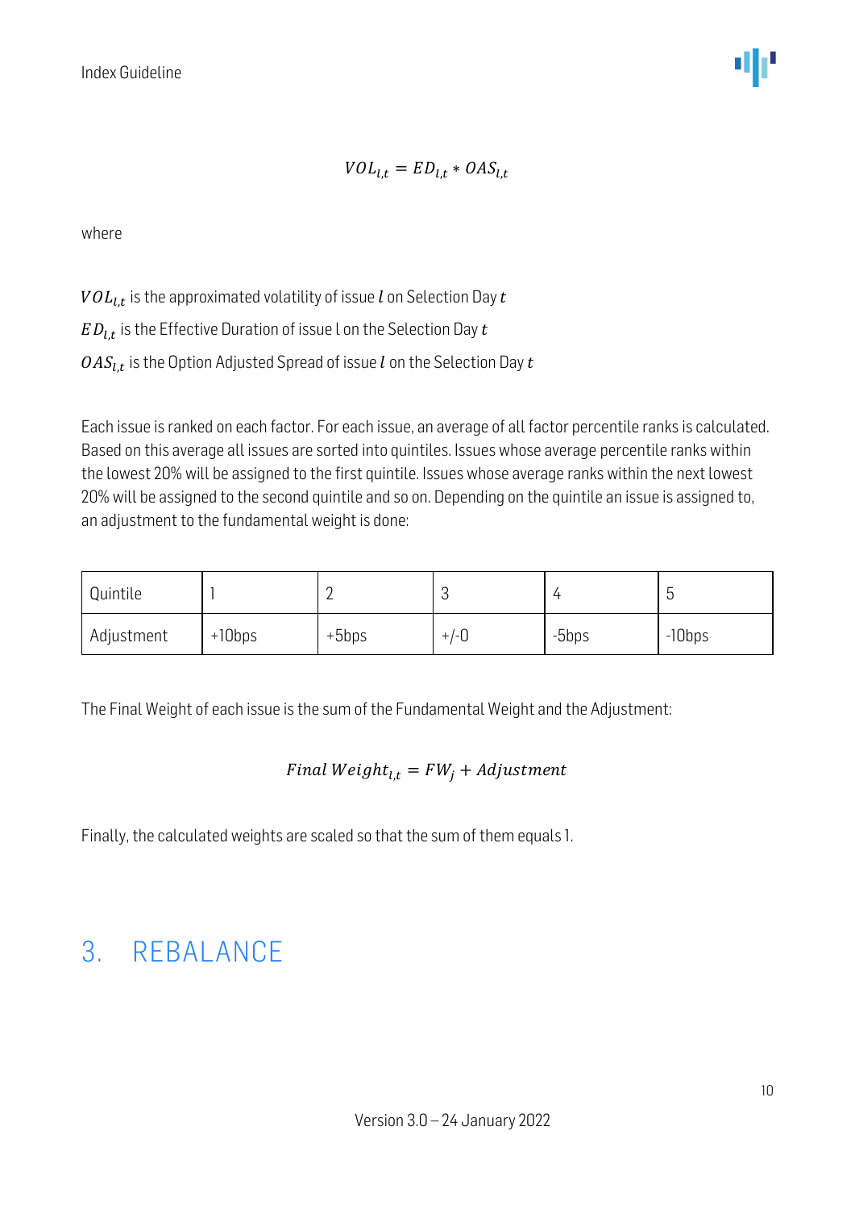$$VOL_{l,t} = ED_{l,t} * OAS_{l,t}$$

where

$VOL_{l,t}$ is the approximated volatility of issue $l$ on Selection Day $t$

$ED_{l,t}$ is the Effective Duration of issue l on the Selection Day $t$

$OAS_{l,t}$ is the Option Adjusted Spread of issue $l$ on the Selection Day $t$

Each issue is ranked on each factor. For each issue, an average of all factor percentile ranks is calculated. Based on this average all issues are sorted into quintiles. Issues whose average percentile ranks within the lowest 20% will be assigned to the first quintile. Issues whose average ranks within the next lowest 20% will be assigned to the second quintile and so on. Depending on the quintile an issue is assigned to, an adjustment to the fundamental weight is done:

| Quintile | 1 | 2 | 3 | 4 | 5 |
|---|---|---|---|---|---|
| Adjustment | +10bps | +5bps | +/-0 | -5bps | -10bps |

The Final Weight of each issue is the sum of the Fundamental Weight and the Adjustment:

$$Final\ Weight_{l,t} = FW_j + Adjustment$$

Finally, the calculated weights are scaled so that the sum of them equals 1.

# 3. REBALANCE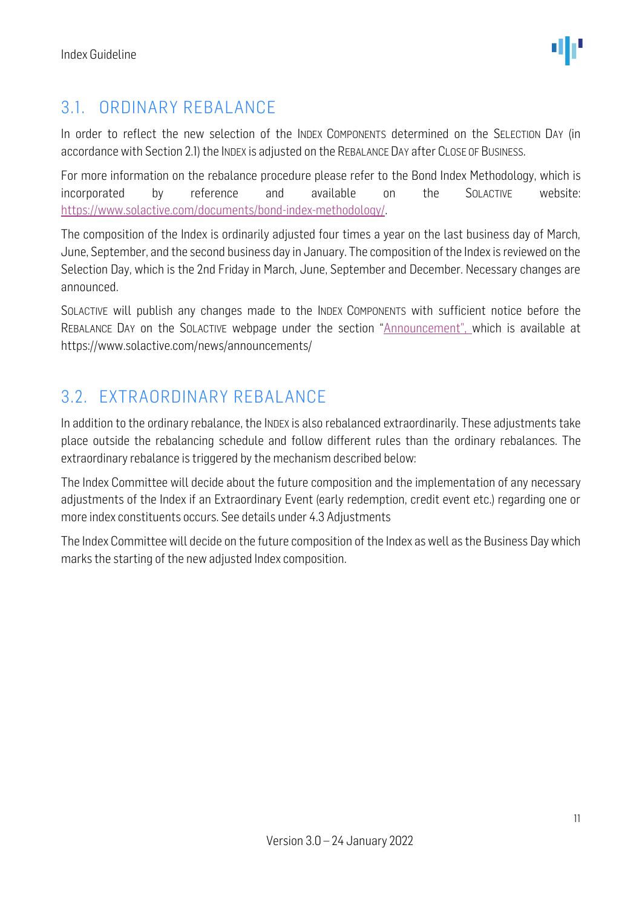## 3.1. ORDINARY REBALANCE

In order to reflect the new selection of the INDEX COMPONENTS determined on the SELECTION DAY (in accordance with Section 2.1) the INDEX is adjusted on the REBALANCE DAY after CLOSE OF BUSINESS.

For more information on the rebalance procedure please refer to the Bond Index Methodology, which is incorporated by reference and available on the SOLACTIVE website: [https://www.solactive.com/documents/bond-index-methodology/](https://www.solactive.com/documents/bond-index-methodology/).

The composition of the Index is ordinarily adjusted four times a year on the last business day of March, June, September, and the second business day in January. The composition of the Index is reviewed on the Selection Day, which is the 2nd Friday in March, June, September and December. Necessary changes are announced.

SOLACTIVE will publish any changes made to the INDEX COMPONENTS with sufficient notice before the REBALANCE DAY on the SOLACTIVE webpage under the section "Announcement", which is available at https://www.solactive.com/news/announcements/

## 3.2. EXTRAORDINARY REBALANCE

In addition to the ordinary rebalance, the INDEX is also rebalanced extraordinarily. These adjustments take place outside the rebalancing schedule and follow different rules than the ordinary rebalances. The extraordinary rebalance is triggered by the mechanism described below:

The Index Committee will decide about the future composition and the implementation of any necessary adjustments of the Index if an Extraordinary Event (early redemption, credit event etc.) regarding one or more index constituents occurs. See details under 4.3 Adjustments

The Index Committee will decide on the future composition of the Index as well as the Business Day which marks the starting of the new adjusted Index composition.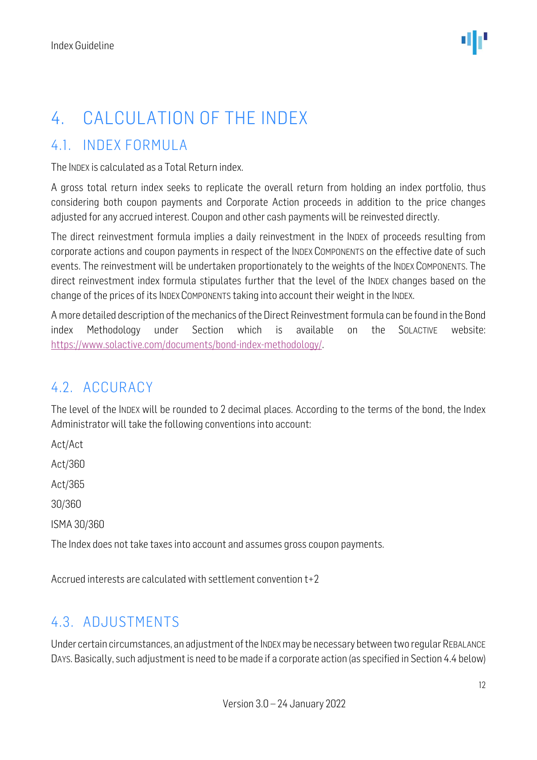# 4. CALCULATION OF THE INDEX

## 4.1. INDEX FORMULA

The INDEX is calculated as a Total Return index.

A gross total return index seeks to replicate the overall return from holding an index portfolio, thus considering both coupon payments and Corporate Action proceeds in addition to the price changes adjusted for any accrued interest. Coupon and other cash payments will be reinvested directly.

The direct reinvestment formula implies a daily reinvestment in the INDEX of proceeds resulting from corporate actions and coupon payments in respect of the INDEX COMPONENTS on the effective date of such events. The reinvestment will be undertaken proportionately to the weights of the INDEX COMPONENTS. The direct reinvestment index formula stipulates further that the level of the INDEX changes based on the change of the prices of its INDEX COMPONENTS taking into account their weight in the INDEX.

A more detailed description of the mechanics of the Direct Reinvestment formula can be found in the Bond index Methodology under Section which is available on the SOLACTIVE website: https://www.solactive.com/documents/bond-index-methodology/.

## 4.2. ACCURACY

The level of the INDEX will be rounded to 2 decimal places. According to the terms of the bond, the Index Administrator will take the following conventions into account:

Act/Act

Act/360

Act/365

30/360

ISMA 30/360

The Index does not take taxes into account and assumes gross coupon payments.

Accrued interests are calculated with settlement convention t+2

## 4.3. ADJUSTMENTS

Under certain circumstances, an adjustment of the INDEX may be necessary between two regular REBALANCE DAYS. Basically, such adjustment is need to be made if a corporate action (as specified in Section 4.4 below)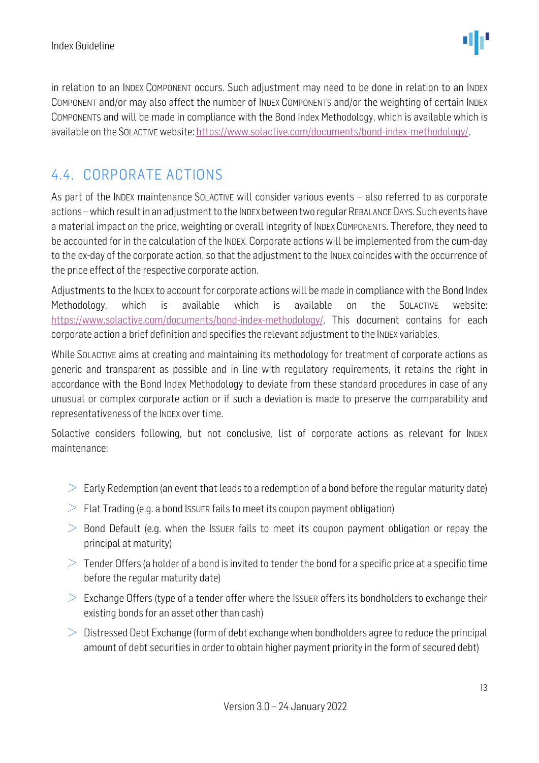in relation to an INDEX COMPONENT occurs. Such adjustment may need to be done in relation to an INDEX COMPONENT and/or may also affect the number of INDEX COMPONENTS and/or the weighting of certain INDEX COMPONENTS and will be made in compliance with the Bond Index Methodology, which is available which is available on the SOLACTIVE website: https://www.solactive.com/documents/bond-index-methodology/.

## 4.4. CORPORATE ACTIONS

As part of the INDEX maintenance SOLACTIVE will consider various events – also referred to as corporate actions – which result in an adjustment to the INDEX between two regular REBALANCE DAYS. Such events have a material impact on the price, weighting or overall integrity of INDEX COMPONENTS. Therefore, they need to be accounted for in the calculation of the INDEX. Corporate actions will be implemented from the cum-day to the ex-day of the corporate action, so that the adjustment to the INDEX coincides with the occurrence of the price effect of the respective corporate action.

Adjustments to the INDEX to account for corporate actions will be made in compliance with the Bond Index Methodology, which is available which is available on the SOLACTIVE website: https://www.solactive.com/documents/bond-index-methodology/. This document contains for each corporate action a brief definition and specifies the relevant adjustment to the INDEX variables.

While SOLACTIVE aims at creating and maintaining its methodology for treatment of corporate actions as generic and transparent as possible and in line with regulatory requirements, it retains the right in accordance with the Bond Index Methodology to deviate from these standard procedures in case of any unusual or complex corporate action or if such a deviation is made to preserve the comparability and representativeness of the INDEX over time.

Solactive considers following, but not conclusive, list of corporate actions as relevant for INDEX maintenance:

- Early Redemption (an event that leads to a redemption of a bond before the regular maturity date)
- Flat Trading (e.g. a bond ISSUER fails to meet its coupon payment obligation)
- Bond Default (e.g. when the ISSUER fails to meet its coupon payment obligation or repay the principal at maturity)
- Tender Offers (a holder of a bond is invited to tender the bond for a specific price at a specific time before the regular maturity date)
- Exchange Offers (type of a tender offer where the ISSUER offers its bondholders to exchange their existing bonds for an asset other than cash)
- Distressed Debt Exchange (form of debt exchange when bondholders agree to reduce the principal amount of debt securities in order to obtain higher payment priority in the form of secured debt)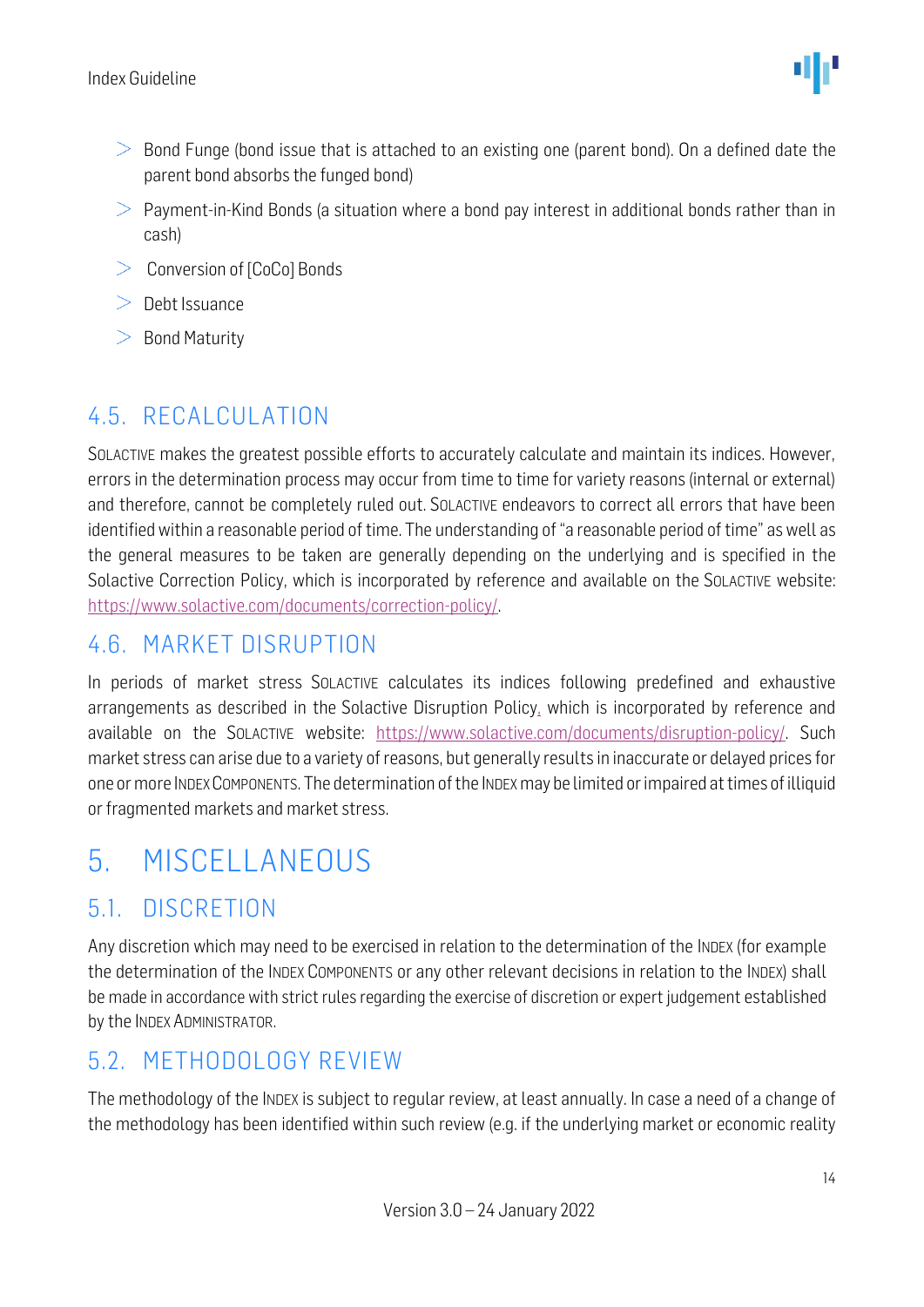- Bond Funge (bond issue that is attached to an existing one (parent bond). On a defined date the parent bond absorbs the funged bond)
- Payment-in-Kind Bonds (a situation where a bond pay interest in additional bonds rather than in cash)
- Conversion of [CoCo] Bonds
- Debt Issuance
- Bond Maturity

## 4.5. RECALCULATION

SOLACTIVE makes the greatest possible efforts to accurately calculate and maintain its indices. However, errors in the determination process may occur from time to time for variety reasons (internal or external) and therefore, cannot be completely ruled out. SOLACTIVE endeavors to correct all errors that have been identified within a reasonable period of time. The understanding of "a reasonable period of time" as well as the general measures to be taken are generally depending on the underlying and is specified in the Solactive Correction Policy, which is incorporated by reference and available on the SOLACTIVE website: https://www.solactive.com/documents/correction-policy/.

## 4.6. MARKET DISRUPTION

In periods of market stress SOLACTIVE calculates its indices following predefined and exhaustive arrangements as described in the Solactive Disruption Policy, which is incorporated by reference and available on the SOLACTIVE website: https://www.solactive.com/documents/disruption-policy/. Such market stress can arise due to a variety of reasons, but generally results in inaccurate or delayed prices for one or more INDEX COMPONENTS. The determination of the INDEX may be limited or impaired at times of illiquid or fragmented markets and market stress.

# 5. MISCELLANEOUS

## 5.1. DISCRETION

Any discretion which may need to be exercised in relation to the determination of the INDEX (for example the determination of the INDEX COMPONENTS or any other relevant decisions in relation to the INDEX) shall be made in accordance with strict rules regarding the exercise of discretion or expert judgement established by the INDEX ADMINISTRATOR.

## 5.2. METHODOLOGY REVIEW

The methodology of the INDEX is subject to regular review, at least annually. In case a need of a change of the methodology has been identified within such review (e.g. if the underlying market or economic reality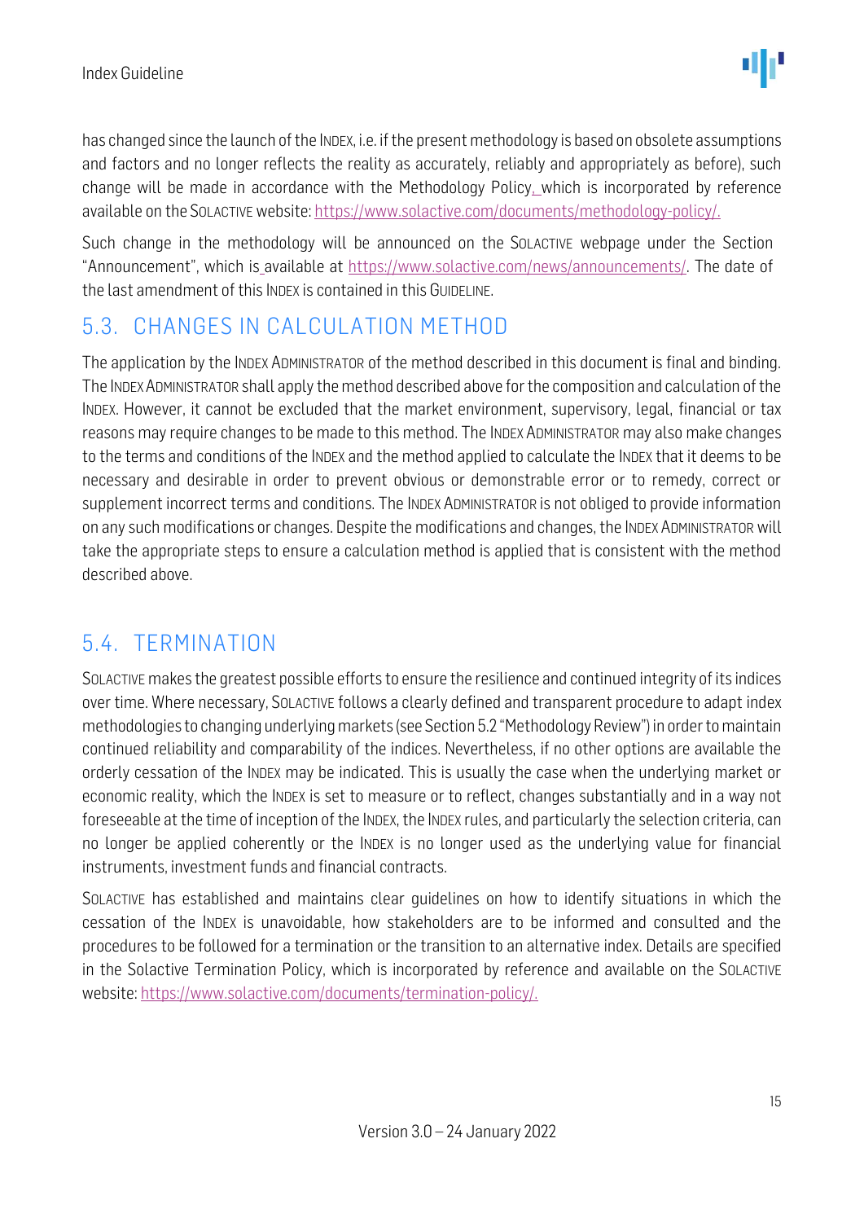has changed since the launch of the INDEX, i.e. if the present methodology is based on obsolete assumptions and factors and no longer reflects the reality as accurately, reliably and appropriately as before), such change will be made in accordance with the Methodology Policy, which is incorporated by reference available on the SOLACTIVE website: https://www.solactive.com/documents/methodology-policy/.

Such change in the methodology will be announced on the SOLACTIVE webpage under the Section "Announcement", which is available at https://www.solactive.com/news/announcements/. The date of the last amendment of this INDEX is contained in this GUIDELINE.

## 5.3. CHANGES IN CALCULATION METHOD

The application by the INDEX ADMINISTRATOR of the method described in this document is final and binding. The INDEX ADMINISTRATOR shall apply the method described above for the composition and calculation of the INDEX. However, it cannot be excluded that the market environment, supervisory, legal, financial or tax reasons may require changes to be made to this method. The INDEX ADMINISTRATOR may also make changes to the terms and conditions of the INDEX and the method applied to calculate the INDEX that it deems to be necessary and desirable in order to prevent obvious or demonstrable error or to remedy, correct or supplement incorrect terms and conditions. The INDEX ADMINISTRATOR is not obliged to provide information on any such modifications or changes. Despite the modifications and changes, the INDEX ADMINISTRATOR will take the appropriate steps to ensure a calculation method is applied that is consistent with the method described above.

## 5.4. TERMINATION

SOLACTIVE makes the greatest possible efforts to ensure the resilience and continued integrity of its indices over time. Where necessary, SOLACTIVE follows a clearly defined and transparent procedure to adapt index methodologies to changing underlying markets (see Section 5.2 "Methodology Review") in order to maintain continued reliability and comparability of the indices. Nevertheless, if no other options are available the orderly cessation of the INDEX may be indicated. This is usually the case when the underlying market or economic reality, which the INDEX is set to measure or to reflect, changes substantially and in a way not foreseeable at the time of inception of the INDEX, the INDEX rules, and particularly the selection criteria, can no longer be applied coherently or the INDEX is no longer used as the underlying value for financial instruments, investment funds and financial contracts.

SOLACTIVE has established and maintains clear guidelines on how to identify situations in which the cessation of the INDEX is unavoidable, how stakeholders are to be informed and consulted and the procedures to be followed for a termination or the transition to an alternative index. Details are specified in the Solactive Termination Policy, which is incorporated by reference and available on the SOLACTIVE website: https://www.solactive.com/documents/termination-policy/.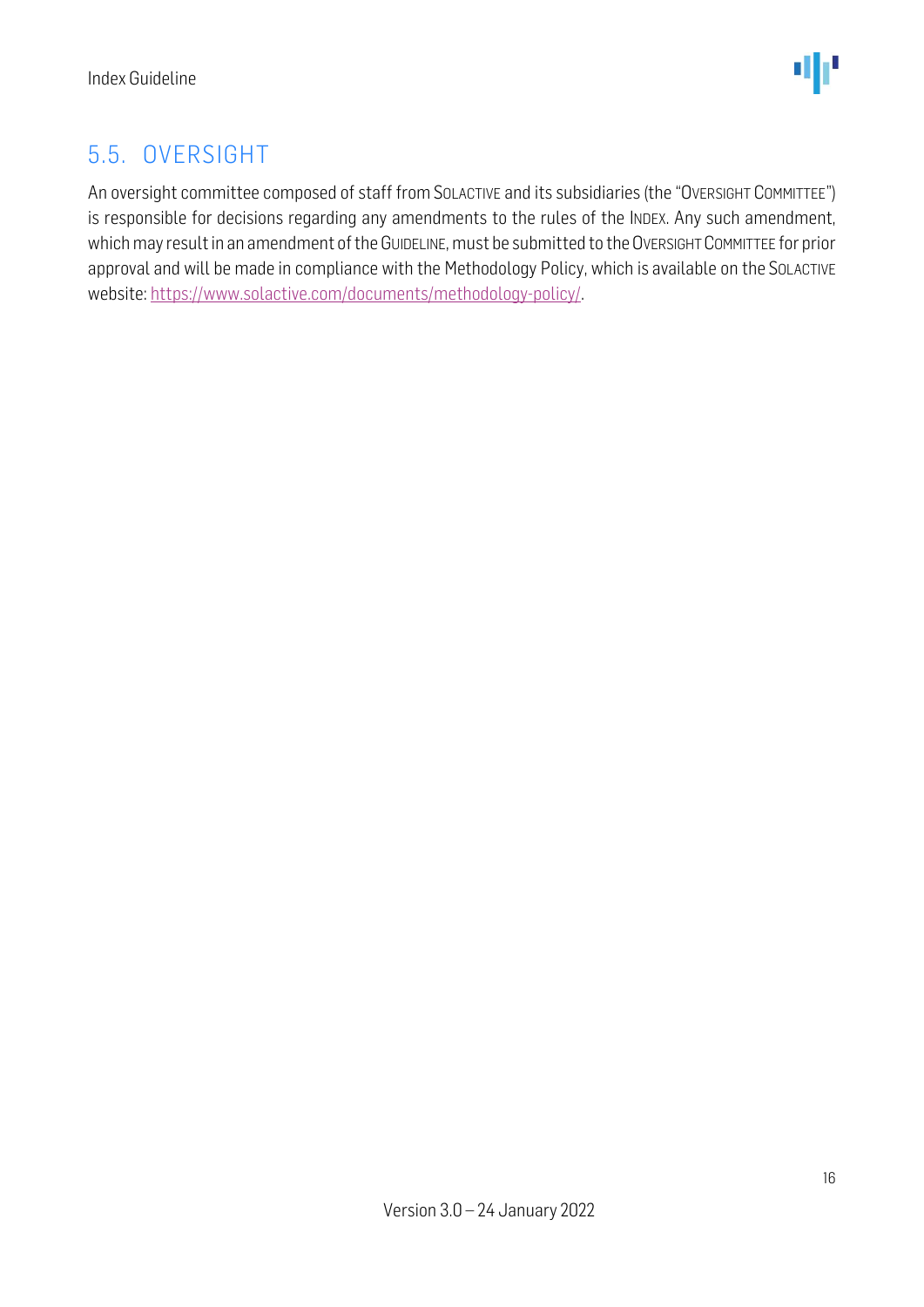## 5.5. OVERSIGHT

An oversight committee composed of staff from SOLACTIVE and its subsidiaries (the "OVERSIGHT COMMITTEE") is responsible for decisions regarding any amendments to the rules of the INDEX. Any such amendment, which may result in an amendment of the GUIDELINE, must be submitted to the OVERSIGHT COMMITTEE for prior approval and will be made in compliance with the Methodology Policy, which is available on the SOLACTIVE website: https://www.solactive.com/documents/methodology-policy/.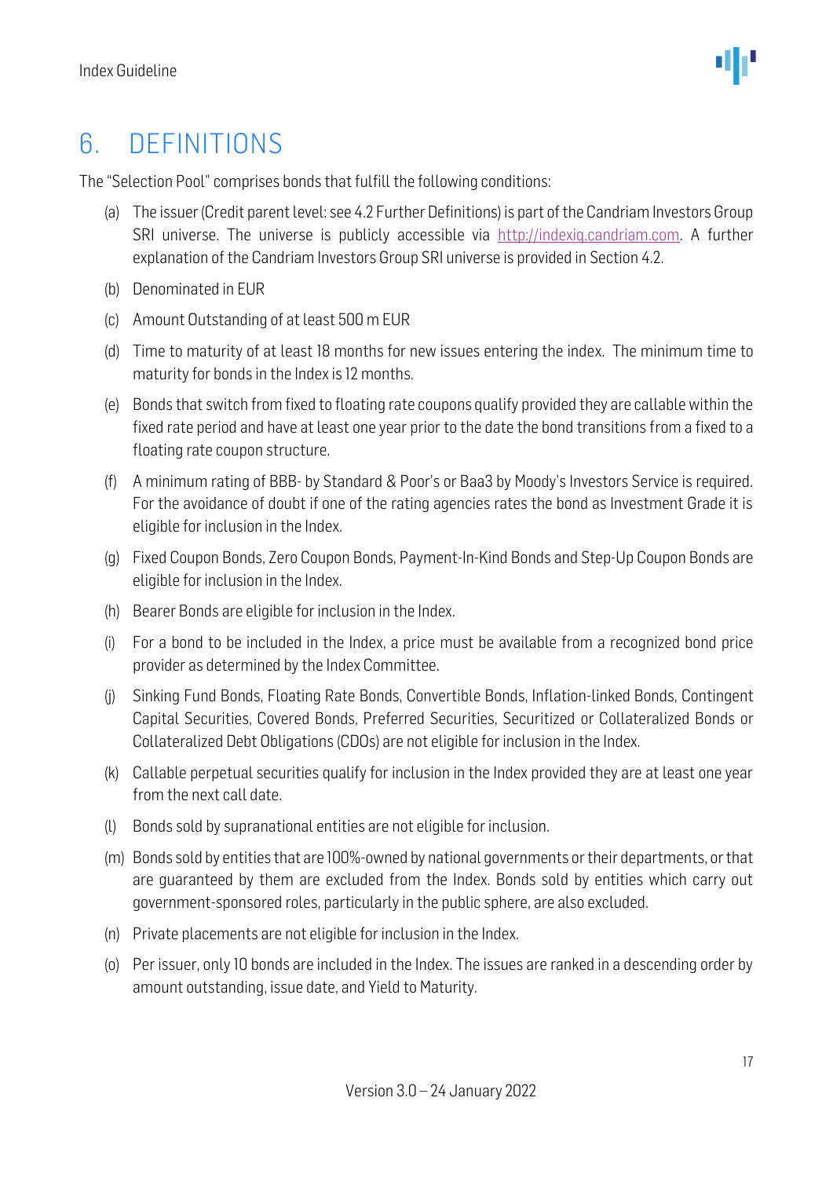# 6. DEFINITIONS

The "Selection Pool" comprises bonds that fulfill the following conditions:

(a) The issuer (Credit parent level: see 4.2 Further Definitions) is part of the Candriam Investors Group SRI universe. The universe is publicly accessible via http://indexiq.candriam.com. A further explanation of the Candriam Investors Group SRI universe is provided in Section 4.2.

(b) Denominated in EUR

(c) Amount Outstanding of at least 500 m EUR

(d) Time to maturity of at least 18 months for new issues entering the index. The minimum time to maturity for bonds in the Index is 12 months.

(e) Bonds that switch from fixed to floating rate coupons qualify provided they are callable within the fixed rate period and have at least one year prior to the date the bond transitions from a fixed to a floating rate coupon structure.

(f) A minimum rating of BBB- by Standard & Poor's or Baa3 by Moody's Investors Service is required. For the avoidance of doubt if one of the rating agencies rates the bond as Investment Grade it is eligible for inclusion in the Index.

(g) Fixed Coupon Bonds, Zero Coupon Bonds, Payment-In-Kind Bonds and Step-Up Coupon Bonds are eligible for inclusion in the Index.

(h) Bearer Bonds are eligible for inclusion in the Index.

(i) For a bond to be included in the Index, a price must be available from a recognized bond price provider as determined by the Index Committee.

(j) Sinking Fund Bonds, Floating Rate Bonds, Convertible Bonds, Inflation-linked Bonds, Contingent Capital Securities, Covered Bonds, Preferred Securities, Securitized or Collateralized Bonds or Collateralized Debt Obligations (CDOs) are not eligible for inclusion in the Index.

(k) Callable perpetual securities qualify for inclusion in the Index provided they are at least one year from the next call date.

(l) Bonds sold by supranational entities are not eligible for inclusion.

(m) Bonds sold by entities that are 100%-owned by national governments or their departments, or that are guaranteed by them are excluded from the Index. Bonds sold by entities which carry out government-sponsored roles, particularly in the public sphere, are also excluded.

(n) Private placements are not eligible for inclusion in the Index.

(o) Per issuer, only 10 bonds are included in the Index. The issues are ranked in a descending order by amount outstanding, issue date, and Yield to Maturity.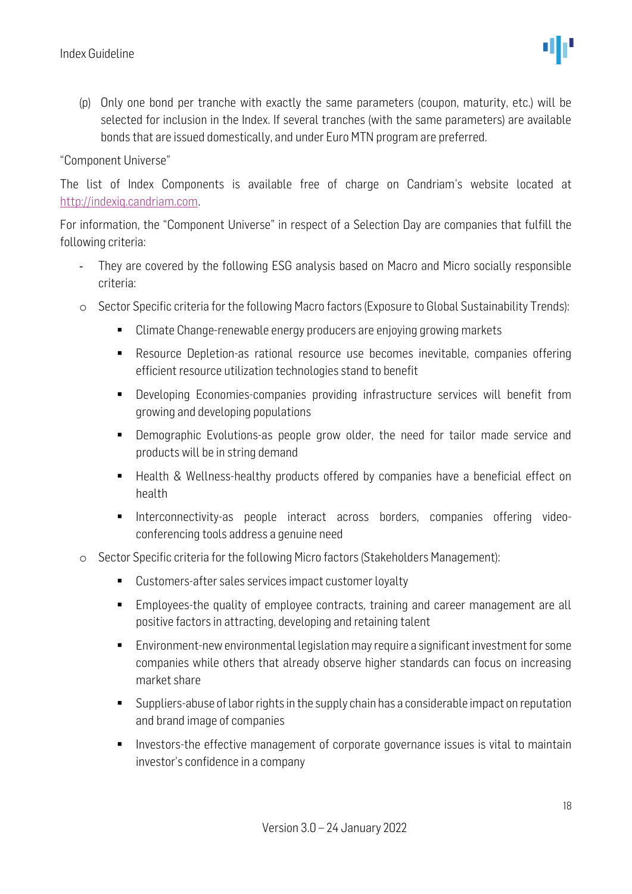(p) Only one bond per tranche with exactly the same parameters (coupon, maturity, etc.) will be selected for inclusion in the Index. If several tranches (with the same parameters) are available bonds that are issued domestically, and under Euro MTN program are preferred.

"Component Universe"

The list of Index Components is available free of charge on Candriam's website located at [http://indexiq.candriam.com](http://indexiq.candriam.com).

For information, the "Component Universe" in respect of a Selection Day are companies that fulfill the following criteria:

- They are covered by the following ESG analysis based on Macro and Micro socially responsible criteria:
  - Sector Specific criteria for the following Macro factors (Exposure to Global Sustainability Trends):
    - Climate Change-renewable energy producers are enjoying growing markets
    - Resource Depletion-as rational resource use becomes inevitable, companies offering efficient resource utilization technologies stand to benefit
    - Developing Economies-companies providing infrastructure services will benefit from growing and developing populations
    - Demographic Evolutions-as people grow older, the need for tailor made service and products will be in string demand
    - Health & Wellness-healthy products offered by companies have a beneficial effect on health
    - Interconnectivity-as people interact across borders, companies offering video-conferencing tools address a genuine need
  - Sector Specific criteria for the following Micro factors (Stakeholders Management):
    - Customers-after sales services impact customer loyalty
    - Employees-the quality of employee contracts, training and career management are all positive factors in attracting, developing and retaining talent
    - Environment-new environmental legislation may require a significant investment for some companies while others that already observe higher standards can focus on increasing market share
    - Suppliers-abuse of labor rights in the supply chain has a considerable impact on reputation and brand image of companies
    - Investors-the effective management of corporate governance issues is vital to maintain investor's confidence in a company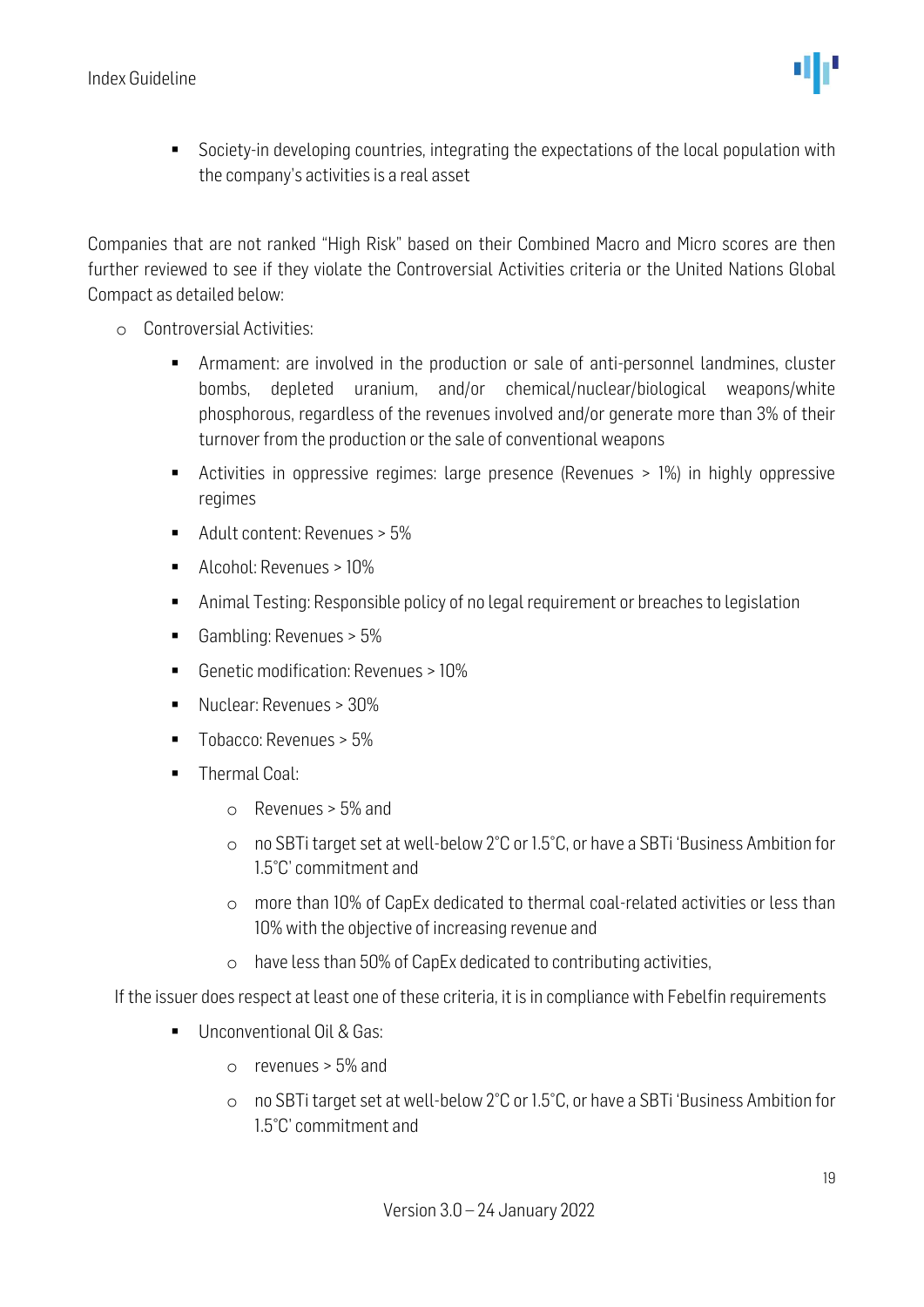- Society-in developing countries, integrating the expectations of the local population with the company's activities is a real asset

Companies that are not ranked "High Risk" based on their Combined Macro and Micro scores are then further reviewed to see if they violate the Controversial Activities criteria or the United Nations Global Compact as detailed below:

- Controversial Activities:
    - Armament: are involved in the production or sale of anti-personnel landmines, cluster bombs, depleted uranium, and/or chemical/nuclear/biological weapons/white phosphorous, regardless of the revenues involved and/or generate more than 3% of their turnover from the production or the sale of conventional weapons
    - Activities in oppressive regimes: large presence (Revenues > 1%) in highly oppressive regimes
    - Adult content: Revenues > 5%
    - Alcohol: Revenues > 10%
    - Animal Testing: Responsible policy of no legal requirement or breaches to legislation
    - Gambling: Revenues > 5%
    - Genetic modification: Revenues > 10%
    - Nuclear: Revenues > 30%
    - Tobacco: Revenues > 5%
    - Thermal Coal:
        - Revenues > 5% and
        - no SBTi target set at well-below 2°C or 1.5°C, or have a SBTi 'Business Ambition for 1.5°C' commitment and
        - more than 10% of CapEx dedicated to thermal coal-related activities or less than 10% with the objective of increasing revenue and
        - have less than 50% of CapEx dedicated to contributing activities,

If the issuer does respect at least one of these criteria, it is in compliance with Febelfin requirements

- Unconventional Oil & Gas:
    - revenues > 5% and
    - no SBTi target set at well-below 2°C or 1.5°C, or have a SBTi 'Business Ambition for 1.5°C' commitment and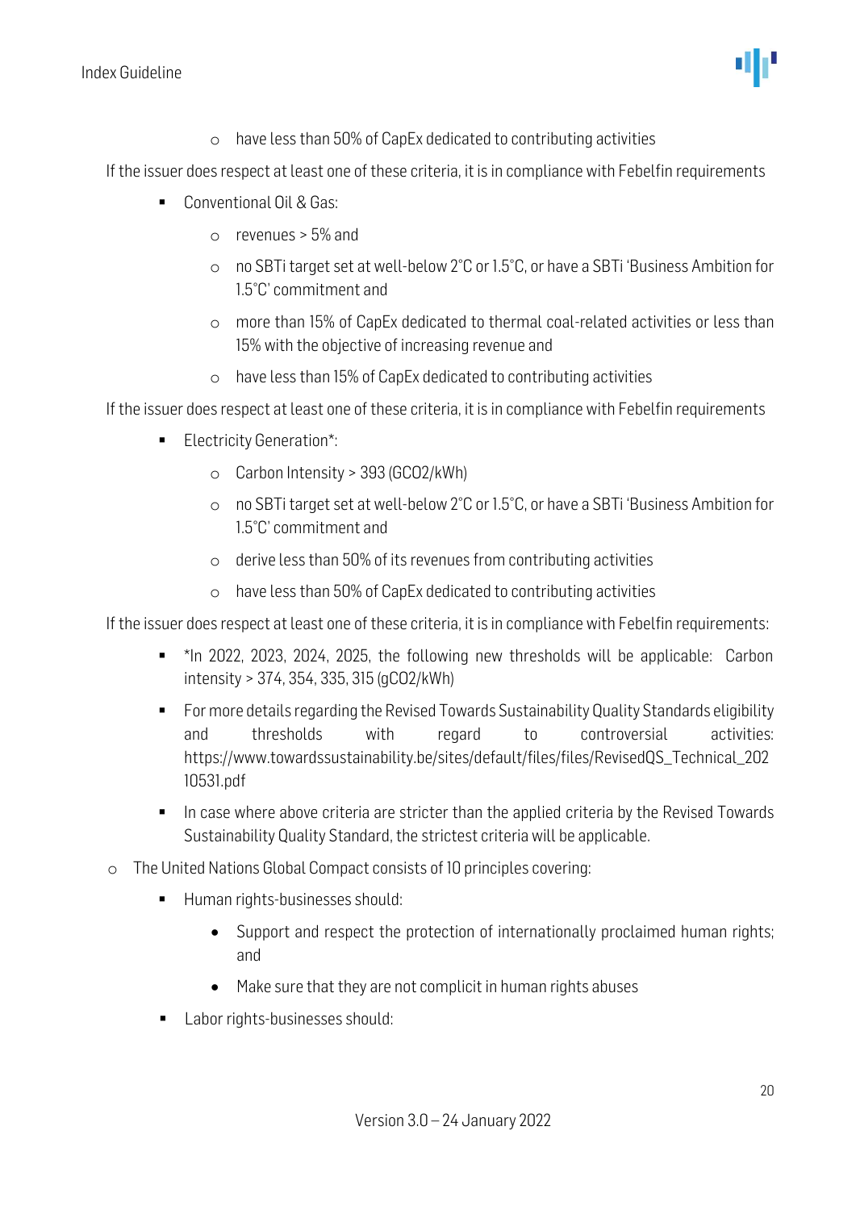- have less than 50% of CapEx dedicated to contributing activities

If the issuer does respect at least one of these criteria, it is in compliance with Febelfin requirements

- Conventional Oil & Gas:
    - revenues > 5% and
    - no SBTi target set at well-below 2°C or 1.5°C, or have a SBTi 'Business Ambition for 1.5°C' commitment and
    - more than 15% of CapEx dedicated to thermal coal-related activities or less than 15% with the objective of increasing revenue and
    - have less than 15% of CapEx dedicated to contributing activities

If the issuer does respect at least one of these criteria, it is in compliance with Febelfin requirements

- Electricity Generation*:
    - Carbon Intensity > 393 ($GCO_2$/kWh)
    - no SBTi target set at well-below 2°C or 1.5°C, or have a SBTi 'Business Ambition for 1.5°C' commitment and
    - derive less than 50% of its revenues from contributing activities
    - have less than 50% of CapEx dedicated to contributing activities

If the issuer does respect at least one of these criteria, it is in compliance with Febelfin requirements:

- *In 2022, 2023, 2024, 2025, the following new thresholds will be applicable: Carbon intensity > 374, 354, 335, 315 ($gCO_2$/kWh)
- For more details regarding the Revised Towards Sustainability Quality Standards eligibility and thresholds with regard to controversial activities: https://www.towardssustainability.be/sites/default/files/files/RevisedQS_Technical_20210531.pdf
- In case where above criteria are stricter than the applied criteria by the Revised Towards Sustainability Quality Standard, the strictest criteria will be applicable.

- The United Nations Global Compact consists of 10 principles covering:
    - Human rights-businesses should:
        - Support and respect the protection of internationally proclaimed human rights; and
        - Make sure that they are not complicit in human rights abuses
    - Labor rights-businesses should: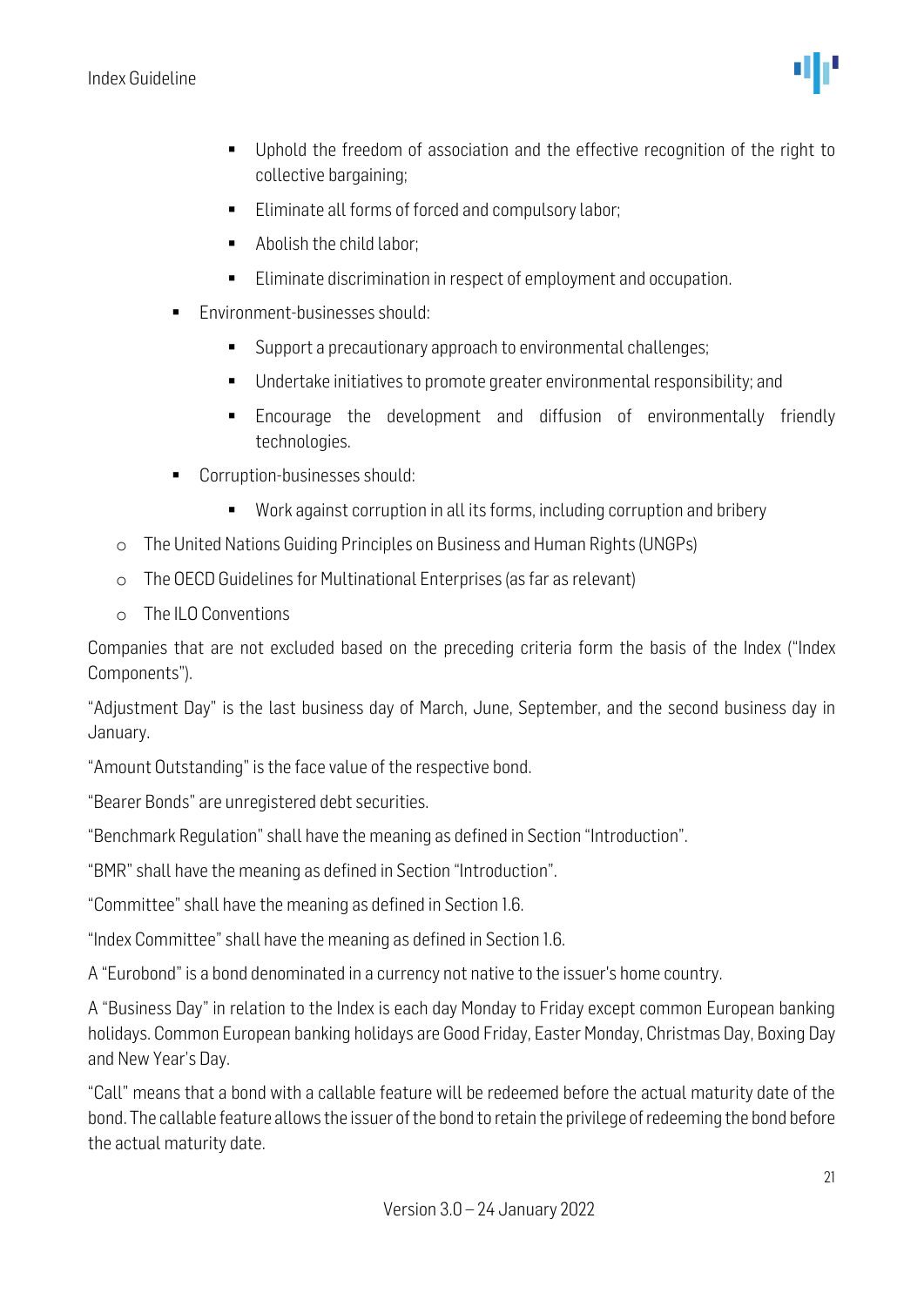- Uphold the freedom of association and the effective recognition of the right to collective bargaining;
        - Eliminate all forms of forced and compulsory labor;
        - Abolish the child labor;
        - Eliminate discrimination in respect of employment and occupation.
    - Environment-businesses should:
        - Support a precautionary approach to environmental challenges;
        - Undertake initiatives to promote greater environmental responsibility; and
        - Encourage the development and diffusion of environmentally friendly technologies.
    - Corruption-businesses should:
        - Work against corruption in all its forms, including corruption and bribery
- The United Nations Guiding Principles on Business and Human Rights (UNGPs)
- The OECD Guidelines for Multinational Enterprises (as far as relevant)
- The ILO Conventions

Companies that are not excluded based on the preceding criteria form the basis of the Index ("Index Components").

"Adjustment Day" is the last business day of March, June, September, and the second business day in January.

"Amount Outstanding" is the face value of the respective bond.

"Bearer Bonds" are unregistered debt securities.

"Benchmark Regulation" shall have the meaning as defined in Section "Introduction".

"BMR" shall have the meaning as defined in Section "Introduction".

"Committee" shall have the meaning as defined in Section 1.6.

"Index Committee" shall have the meaning as defined in Section 1.6.

A "Eurobond" is a bond denominated in a currency not native to the issuer's home country.

A "Business Day" in relation to the Index is each day Monday to Friday except common European banking holidays. Common European banking holidays are Good Friday, Easter Monday, Christmas Day, Boxing Day and New Year's Day.

"Call" means that a bond with a callable feature will be redeemed before the actual maturity date of the bond. The callable feature allows the issuer of the bond to retain the privilege of redeeming the bond before the actual maturity date.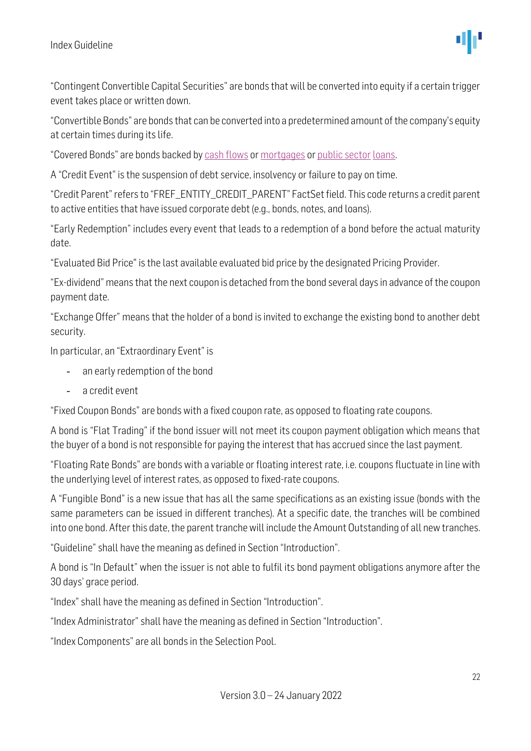"Contingent Convertible Capital Securities" are bonds that will be converted into equity if a certain trigger event takes place or written down.

"Convertible Bonds" are bonds that can be converted into a predetermined amount of the company's equity at certain times during its life.

"Covered Bonds" are bonds backed by cash flows or mortgages or public sector loans.

A "Credit Event" is the suspension of debt service, insolvency or failure to pay on time.

"Credit Parent" refers to "FREF_ENTITY_CREDIT_PARENT" FactSet field. This code returns a credit parent to active entities that have issued corporate debt (e.g., bonds, notes, and loans).

"Early Redemption" includes every event that leads to a redemption of a bond before the actual maturity date.

"Evaluated Bid Price" is the last available evaluated bid price by the designated Pricing Provider.

"Ex-dividend" means that the next coupon is detached from the bond several days in advance of the coupon payment date.

"Exchange Offer" means that the holder of a bond is invited to exchange the existing bond to another debt security.

In particular, an "Extraordinary Event" is

- an early redemption of the bond
- a credit event

"Fixed Coupon Bonds" are bonds with a fixed coupon rate, as opposed to floating rate coupons.

A bond is "Flat Trading" if the bond issuer will not meet its coupon payment obligation which means that the buyer of a bond is not responsible for paying the interest that has accrued since the last payment.

"Floating Rate Bonds" are bonds with a variable or floating interest rate, i.e. coupons fluctuate in line with the underlying level of interest rates, as opposed to fixed-rate coupons.

A "Fungible Bond" is a new issue that has all the same specifications as an existing issue (bonds with the same parameters can be issued in different tranches). At a specific date, the tranches will be combined into one bond. After this date, the parent tranche will include the Amount Outstanding of all new tranches.

"Guideline" shall have the meaning as defined in Section "Introduction".

A bond is "In Default" when the issuer is not able to fulfil its bond payment obligations anymore after the 30 days' grace period.

"Index" shall have the meaning as defined in Section "Introduction".

"Index Administrator" shall have the meaning as defined in Section "Introduction".

"Index Components" are all bonds in the Selection Pool.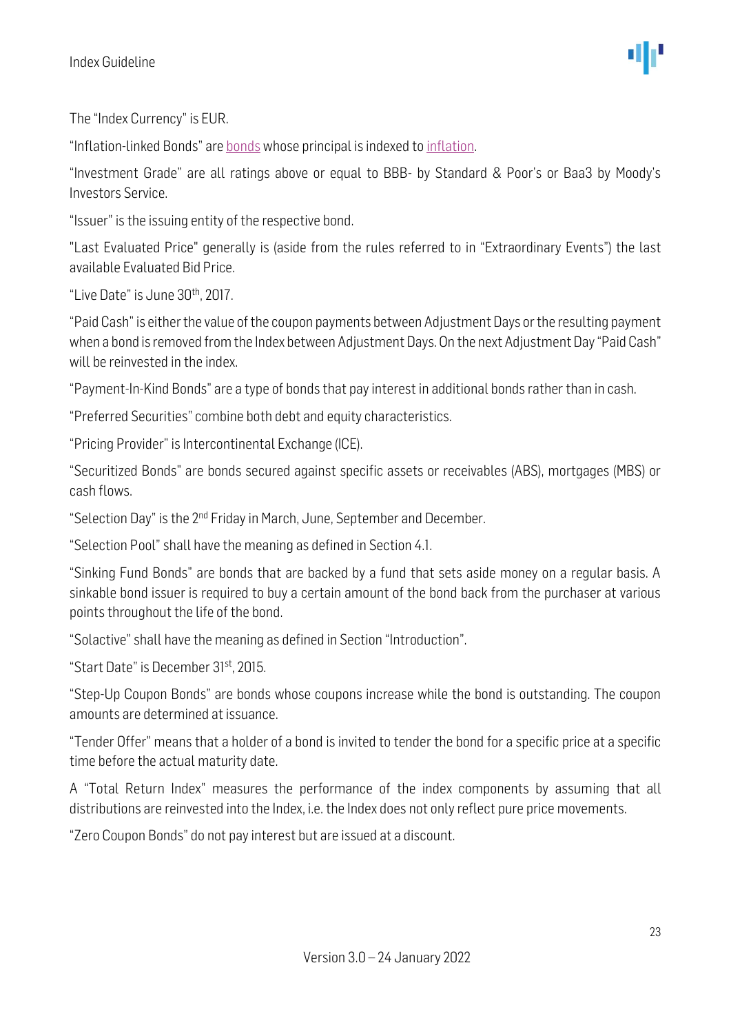The "Index Currency" is EUR.

"Inflation-linked Bonds" are bonds whose principal is indexed to inflation.

"Investment Grade" are all ratings above or equal to BBB- by Standard & Poor's or Baa3 by Moody's Investors Service.

"Issuer" is the issuing entity of the respective bond.

"Last Evaluated Price" generally is (aside from the rules referred to in "Extraordinary Events") the last available Evaluated Bid Price.

"Live Date" is June 30th, 2017.

"Paid Cash" is either the value of the coupon payments between Adjustment Days or the resulting payment when a bond is removed from the Index between Adjustment Days. On the next Adjustment Day "Paid Cash" will be reinvested in the index.

"Payment-In-Kind Bonds" are a type of bonds that pay interest in additional bonds rather than in cash.

"Preferred Securities" combine both debt and equity characteristics.

"Pricing Provider" is Intercontinental Exchange (ICE).

"Securitized Bonds" are bonds secured against specific assets or receivables (ABS), mortgages (MBS) or cash flows.

"Selection Day" is the 2nd Friday in March, June, September and December.

"Selection Pool" shall have the meaning as defined in Section 4.1.

"Sinking Fund Bonds" are bonds that are backed by a fund that sets aside money on a regular basis. A sinkable bond issuer is required to buy a certain amount of the bond back from the purchaser at various points throughout the life of the bond.

"Solactive" shall have the meaning as defined in Section "Introduction".

"Start Date" is December 31st, 2015.

"Step-Up Coupon Bonds" are bonds whose coupons increase while the bond is outstanding. The coupon amounts are determined at issuance.

"Tender Offer" means that a holder of a bond is invited to tender the bond for a specific price at a specific time before the actual maturity date.

A "Total Return Index" measures the performance of the index components by assuming that all distributions are reinvested into the Index, i.e. the Index does not only reflect pure price movements.

"Zero Coupon Bonds" do not pay interest but are issued at a discount.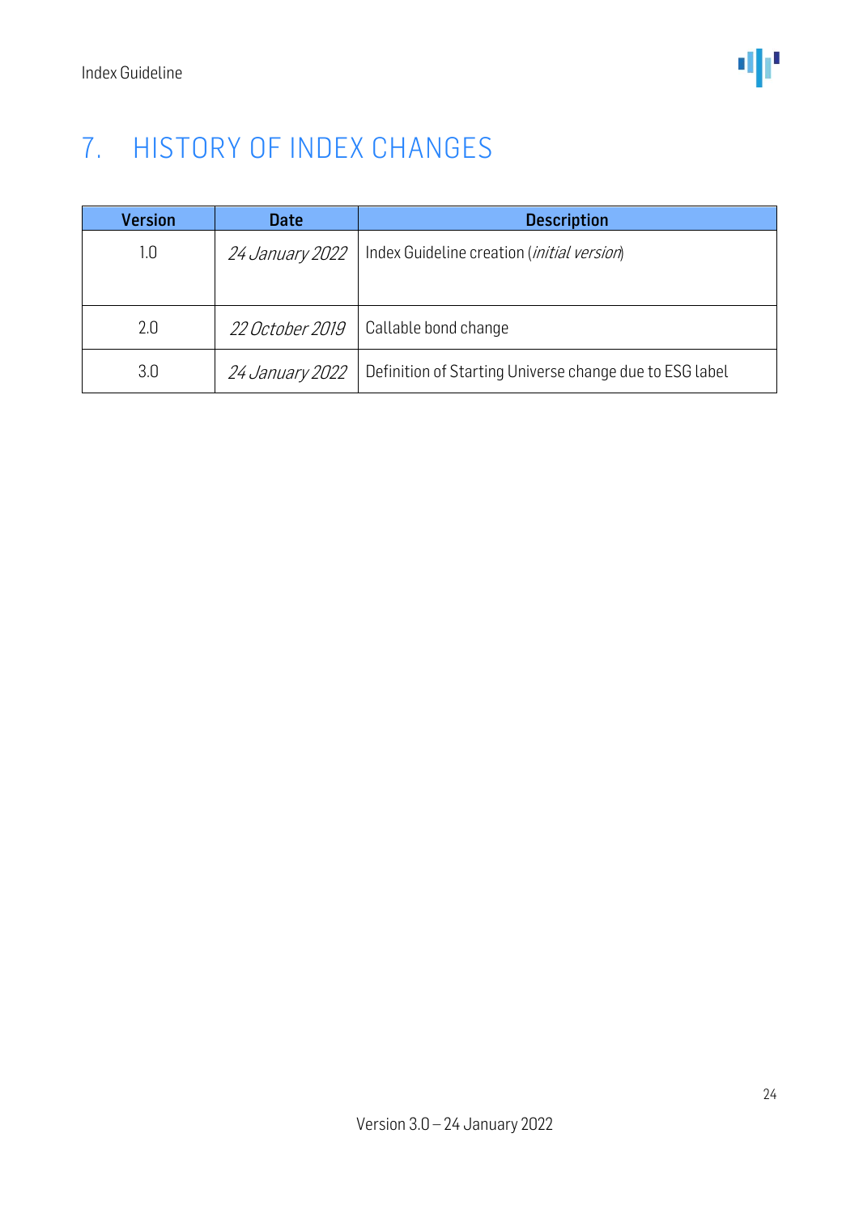# 7. HISTORY OF INDEX CHANGES

| Version | Date | Description |
|---|---|---|
| 1.0 | *24 January 2022* | Index Guideline creation (*initial version*) |
| 2.0 | *22 October 2019* | Callable bond change |
| 3.0 | *24 January 2022* | Definition of Starting Universe change due to ESG label |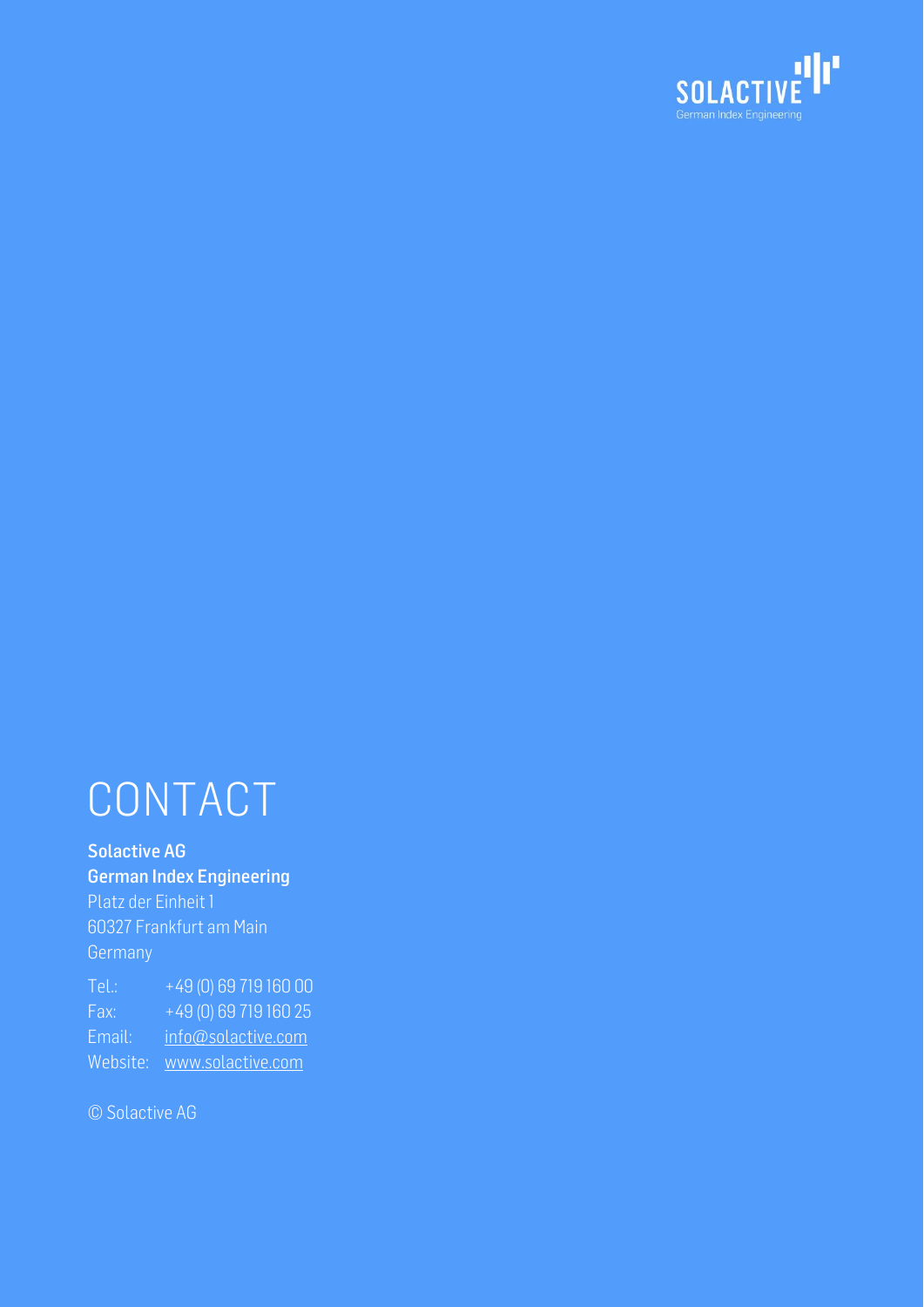# CONTACT

**Solactive AG**
**German Index Engineering**
Platz der Einheit 1
60327 Frankfurt am Main
Germany

Tel.: +49 (0) 69 719 160 00
Fax: +49 (0) 69 719 160 25
Email: info@solactive.com
Website: www.solactive.com

© Solactive AG